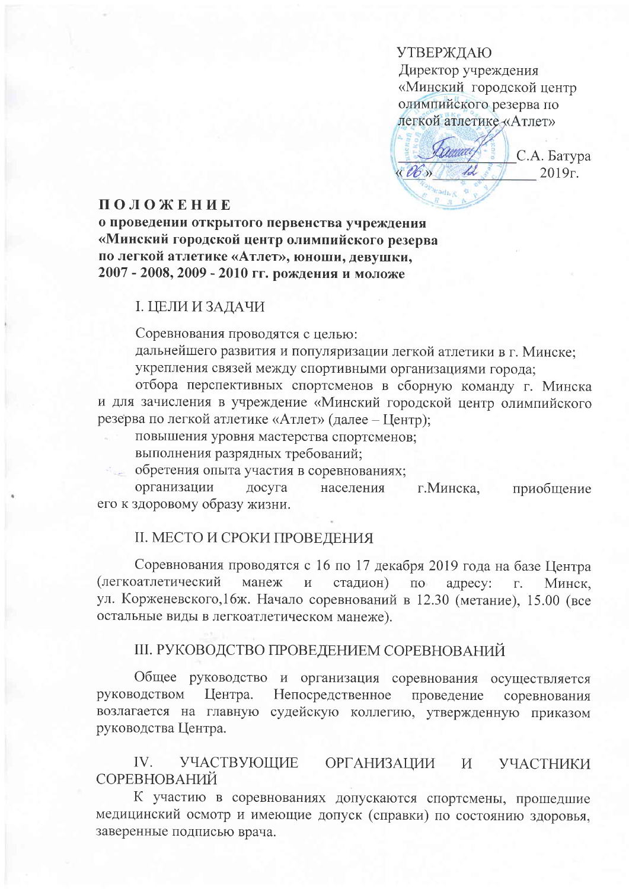УТВЕРЖДАЮ
Директор учреждения
«Минский городской центр олимпийского резерва по легкой атлетике «Атлет»

_____________ С.А. Батура
«06» ___12___ 2019г.

# П О Л О Ж Е Н И Е

**о проведении открытого первенства учреждения «Минский городской центр олимпийского резерва по легкой атлетике «Атлет», юноши, девушки, 2007 - 2008, 2009 - 2010 гг. рождения и моложе**

## I. ЦЕЛИ И ЗАДАЧИ

Соревнования проводятся с целью:

дальнейшего развития и популяризации легкой атлетики в г. Минске;

укрепления связей между спортивными организациями города;

отбора перспективных спортсменов в сборную команду г. Минска и для зачисления в учреждение «Минский городской центр олимпийского резерва по легкой атлетике «Атлет» (далее – Центр);

повышения уровня мастерства спортсменов;

выполнения разрядных требований;

обретения опыта участия в соревнованиях;

организации досуга населения г.Минска, приобщение его к здоровому образу жизни.

## II. МЕСТО И СРОКИ ПРОВЕДЕНИЯ

Соревнования проводятся с 16 по 17 декабря 2019 года на базе Центра (легкоатлетический манеж и стадион) по адресу: г. Минск, ул. Корженевского,16ж. Начало соревнований в 12.30 (метание), 15.00 (все остальные виды в легкоатлетическом манеже).

## III. РУКОВОДСТВО ПРОВЕДЕНИЕМ СОРЕВНОВАНИЙ

Общее руководство и организация соревнования осуществляется руководством Центра. Непосредственное проведение соревнования возлагается на главную судейскую коллегию, утвержденную приказом руководства Центра.

## IV. УЧАСТВУЮЩИЕ ОРГАНИЗАЦИИ И УЧАСТНИКИ СОРЕВНОВАНИЙ

К участию в соревнованиях допускаются спортсмены, прошедшие медицинский осмотр и имеющие допуск (справки) по состоянию здоровья, заверенные подписью врача.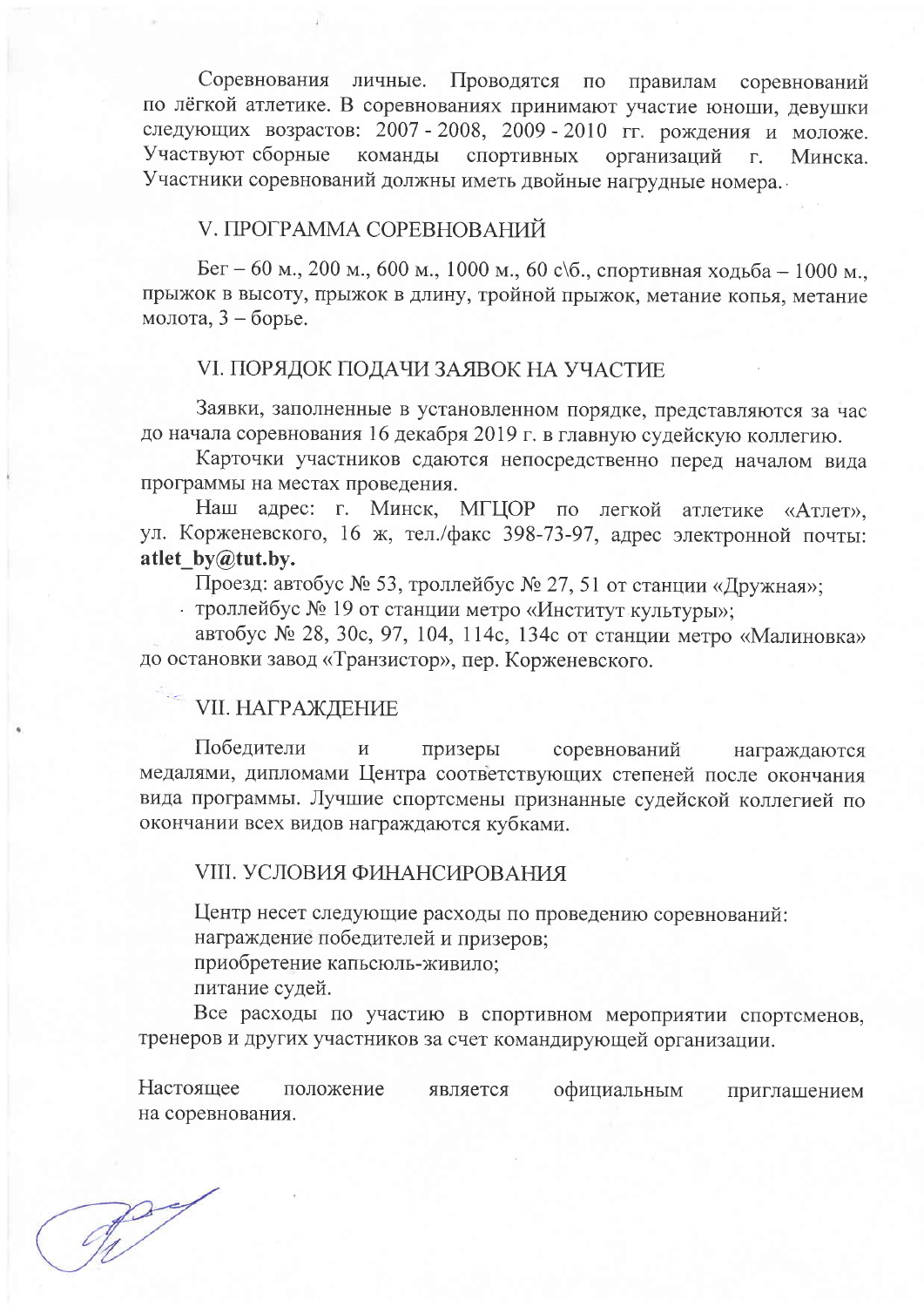Соревнования личные. Проводятся по правилам соревнований по лёгкой атлетике. В соревнованиях принимают участие юноши, девушки следующих возрастов: 2007 - 2008, 2009 - 2010 гг. рождения и моложе. Участвуют сборные команды спортивных организаций г. Минска. Участники соревнований должны иметь двойные нагрудные номера.

## V. ПРОГРАММА СОРЕВНОВАНИЙ

Бег – 60 м., 200 м., 600 м., 1000 м., 60 с\б., спортивная ходьба – 1000 м., прыжок в высоту, прыжок в длину, тройной прыжок, метание копья, метание молота, 3 – борье.

## VI. ПОРЯДОК ПОДАЧИ ЗАЯВОК НА УЧАСТИЕ

Заявки, заполненные в установленном порядке, представляются за час до начала соревнования 16 декабря 2019 г. в главную судейскую коллегию.

Карточки участников сдаются непосредственно перед началом вида программы на местах проведения.

Наш адрес: г. Минск, МГЦОР по легкой атлетике «Атлет», ул. Корженевского, 16 ж, тел./факс 398-73-97, адрес электронной почты: **atlet_by@tut.by.**

Проезд: автобус № 53, троллейбус № 27, 51 от станции «Дружная»;

троллейбус № 19 от станции метро «Институт культуры»;

автобус № 28, 30с, 97, 104, 114с, 134с от станции метро «Малиновка» до остановки завод «Транзистор», пер. Корженевского.

## VII. НАГРАЖДЕНИЕ

Победители и призеры соревнований награждаются медалями, дипломами Центра соответствующих степеней после окончания вида программы. Лучшие спортсмены признанные судейской коллегией по окончании всех видов награждаются кубками.

## VIII. УСЛОВИЯ ФИНАНСИРОВАНИЯ

Центр несет следующие расходы по проведению соревнований:

награждение победителей и призеров;

приобретение капьсюль-живило;

питание судей.

Все расходы по участию в спортивном мероприятии спортсменов, тренеров и других участников за счет командирующей организации.

Настоящее положение является официальным приглашением на соревнования.